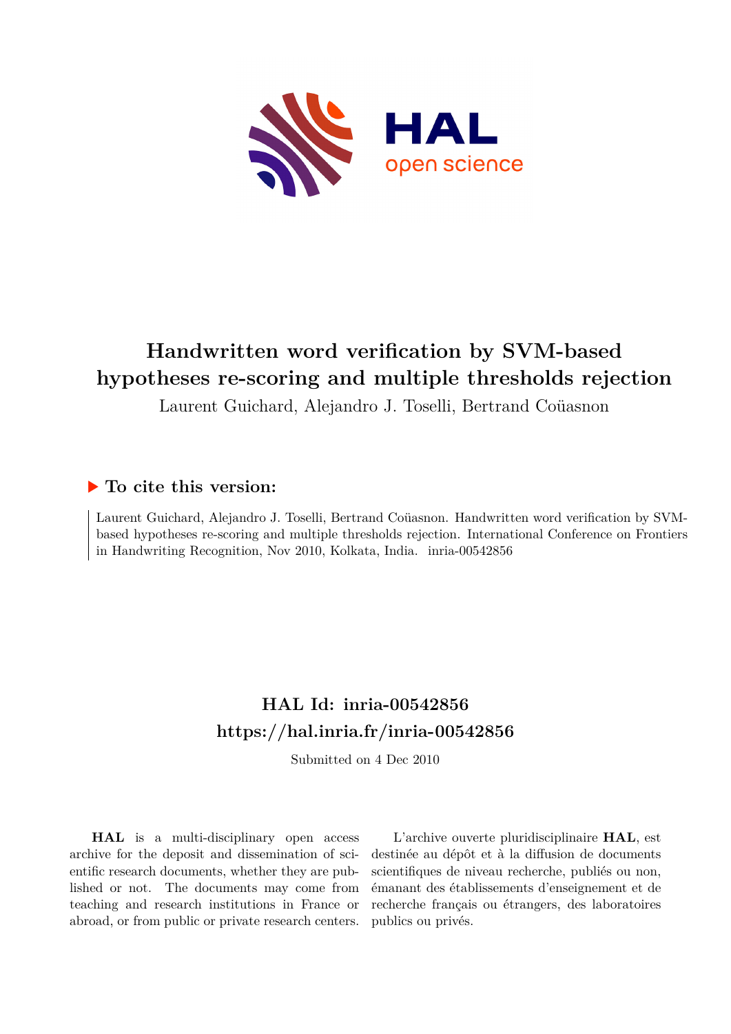# Handwritten word verification by SVM-based hypotheses re-scoring and multiple thresholds rejection

Laurent Guichard, Alejandro J. Toselli, Bertrand Coüasnon

## ▶ To cite this version:

Laurent Guichard, Alejandro J. Toselli, Bertrand Coüasnon. Handwritten word verification by SVM-based hypotheses re-scoring and multiple thresholds rejection. International Conference on Frontiers in Handwriting Recognition, Nov 2010, Kolkata, India. inria-00542856

## HAL Id: inria-00542856
## https://hal.inria.fr/inria-00542856

Submitted on 4 Dec 2010

**HAL** is a multi-disciplinary open access archive for the deposit and dissemination of scientific research documents, whether they are published or not. The documents may come from teaching and research institutions in France or abroad, or from public or private research centers.

L'archive ouverte pluridisciplinaire **HAL**, est destinée au dépôt et à la diffusion de documents scientifiques de niveau recherche, publiés ou non, émanant des établissements d'enseignement et de recherche français ou étrangers, des laboratoires publics ou privés.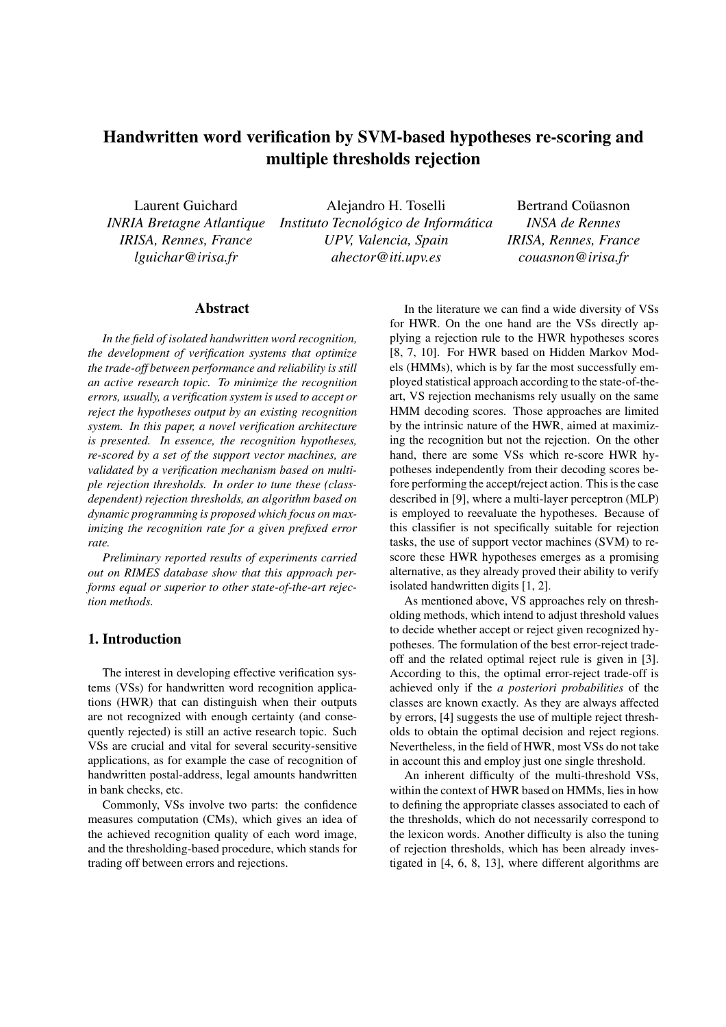# Handwritten word verification by SVM-based hypotheses re-scoring and multiple thresholds rejection

Laurent Guichard
*INRIA Bretagne Atlantique*
*IRISA, Rennes, France*
*lguichar@irisa.fr*

Alejandro H. Toselli
*Instituto Tecnológico de Informática*
*UPV, Valencia, Spain*
*ahector@iti.upv.es*

Bertrand Coüasnon
*INSA de Rennes*
*IRISA, Rennes, France*
*couasnon@irisa.fr*

## Abstract

*In the field of isolated handwritten word recognition, the development of verification systems that optimize the trade-off between performance and reliability is still an active research topic. To minimize the recognition errors, usually, a verification system is used to accept or reject the hypotheses output by an existing recognition system. In this paper, a novel verification architecture is presented. In essence, the recognition hypotheses, re-scored by a set of the support vector machines, are validated by a verification mechanism based on multiple rejection thresholds. In order to tune these (class-dependent) rejection thresholds, an algorithm based on dynamic programming is proposed which focus on maximizing the recognition rate for a given prefixed error rate.*

*Preliminary reported results of experiments carried out on RIMES database show that this approach performs equal or superior to other state-of-the-art rejection methods.*

## 1. Introduction

The interest in developing effective verification systems (VSs) for handwritten word recognition applications (HWR) that can distinguish when their outputs are not recognized with enough certainty (and consequently rejected) is still an active research topic. Such VSs are crucial and vital for several security-sensitive applications, as for example the case of recognition of handwritten postal-address, legal amounts handwritten in bank checks, etc.

Commonly, VSs involve two parts: the confidence measures computation (CMs), which gives an idea of the achieved recognition quality of each word image, and the thresholding-based procedure, which stands for trading off between errors and rejections.

In the literature we can find a wide diversity of VSs for HWR. On the one hand are the VSs directly applying a rejection rule to the HWR hypotheses scores [8, 7, 10]. For HWR based on Hidden Markov Models (HMMs), which is by far the most successfully employed statistical approach according to the state-of-the-art, VS rejection mechanisms rely usually on the same HMM decoding scores. Those approaches are limited by the intrinsic nature of the HWR, aimed at maximizing the recognition but not the rejection. On the other hand, there are some VSs which re-score HWR hypotheses independently from their decoding scores before performing the accept/reject action. This is the case described in [9], where a multi-layer perceptron (MLP) is employed to reevaluate the hypotheses. Because of this classifier is not specifically suitable for rejection tasks, the use of support vector machines (SVM) to re-score these HWR hypotheses emerges as a promising alternative, as they already proved their ability to verify isolated handwritten digits [1, 2].

As mentioned above, VS approaches rely on thresholding methods, which intend to adjust threshold values to decide whether accept or reject given recognized hypotheses. The formulation of the best error-reject trade-off and the related optimal reject rule is given in [3]. According to this, the optimal error-reject trade-off is achieved only if the *a posteriori probabilities* of the classes are known exactly. As they are always affected by errors, [4] suggests the use of multiple reject thresholds to obtain the optimal decision and reject regions. Nevertheless, in the field of HWR, most VSs do not take in account this and employ just one single threshold.

An inherent difficulty of the multi-threshold VSs, within the context of HWR based on HMMs, lies in how to defining the appropriate classes associated to each of the thresholds, which do not necessarily correspond to the lexicon words. Another difficulty is also the tuning of rejection thresholds, which has been already investigated in [4, 6, 8, 13], where different algorithms are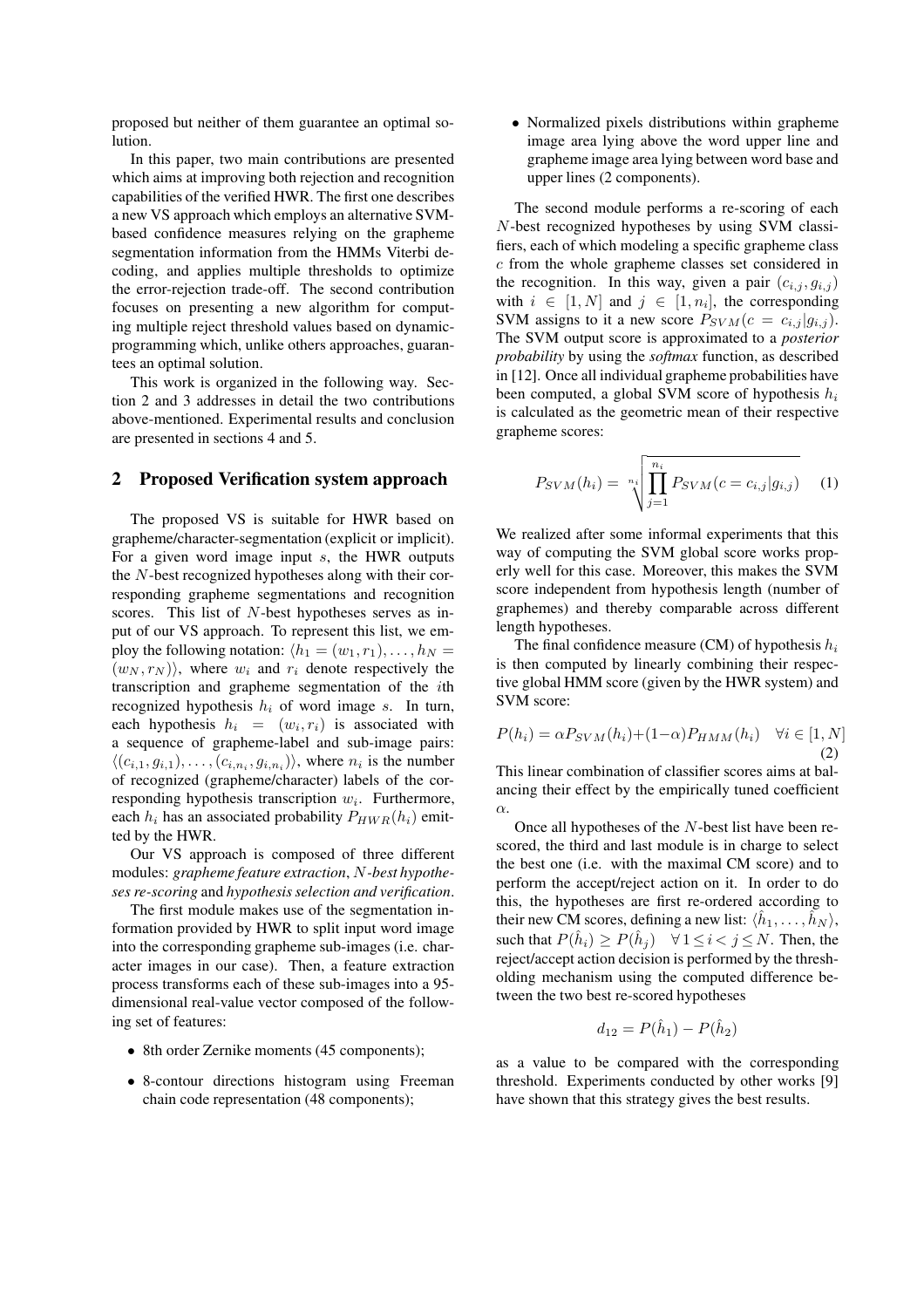proposed but neither of them guarantee an optimal solution.

In this paper, two main contributions are presented which aims at improving both rejection and recognition capabilities of the verified HWR. The first one describes a new VS approach which employs an alternative SVM-based confidence measures relying on the grapheme segmentation information from the HMMs Viterbi decoding, and applies multiple thresholds to optimize the error-rejection trade-off. The second contribution focuses on presenting a new algorithm for computing multiple reject threshold values based on dynamic-programming which, unlike others approaches, guarantees an optimal solution.

This work is organized in the following way. Section 2 and 3 addresses in detail the two contributions above-mentioned. Experimental results and conclusion are presented in sections 4 and 5.

## 2 Proposed Verification system approach

The proposed VS is suitable for HWR based on grapheme/character-segmentation (explicit or implicit). For a given word image input $s$, the HWR outputs the $N$-best recognized hypotheses along with their corresponding grapheme segmentations and recognition scores. This list of $N$-best hypotheses serves as input of our VS approach. To represent this list, we employ the following notation: $\langle h_1 = (w_1, r_1), \ldots, h_N = (w_N, r_N)\rangle$, where $w_i$ and $r_i$ denote respectively the transcription and grapheme segmentation of the $i$th recognized hypothesis $h_i$ of word image $s$. In turn, each hypothesis $h_i = (w_i, r_i)$ is associated with a sequence of grapheme-label and sub-image pairs: $\langle (c_{i,1}, g_{i,1}), \ldots, (c_{i,n_i}, g_{i,n_i})\rangle$, where $n_i$ is the number of recognized (grapheme/character) labels of the corresponding hypothesis transcription $w_i$. Furthermore, each $h_i$ has an associated probability $P_{HWR}(h_i)$ emitted by the HWR.

Our VS approach is composed of three different modules: *grapheme feature extraction*, *$N$-best hypotheses re-scoring* and *hypothesis selection and verification*.

The first module makes use of the segmentation information provided by HWR to split input word image into the corresponding grapheme sub-images (i.e. character images in our case). Then, a feature extraction process transforms each of these sub-images into a 95-dimensional real-value vector composed of the following set of features:

- 8th order Zernike moments (45 components);
- 8-contour directions histogram using Freeman chain code representation (48 components);
- Normalized pixels distributions within grapheme image area lying above the word upper line and grapheme image area lying between word base and upper lines (2 components).

The second module performs a re-scoring of each $N$-best recognized hypotheses by using SVM classifiers, each of which modeling a specific grapheme class $c$ from the whole grapheme classes set considered in the recognition. In this way, given a pair $(c_{i,j}, g_{i,j})$ with $i \in [1, N]$ and $j \in [1, n_i]$, the corresponding SVM assigns to it a new score $P_{SVM}(c = c_{i,j}|g_{i,j})$. The SVM output score is approximated to a *posterior probability* by using the *softmax* function, as described in [12]. Once all individual grapheme probabilities have been computed, a global SVM score of hypothesis $h_i$ is calculated as the geometric mean of their respective grapheme scores:

$$P_{SVM}(h_i) = \sqrt[n_i]{\prod_{j=1}^{n_i} P_{SVM}(c = c_{i,j}|g_{i,j})} \quad (1)$$

We realized after some informal experiments that this way of computing the SVM global score works properly well for this case. Moreover, this makes the SVM score independent from hypothesis length (number of graphemes) and thereby comparable across different length hypotheses.

The final confidence measure (CM) of hypothesis $h_i$ is then computed by linearly combining their respective global HMM score (given by the HWR system) and SVM score:

$$P(h_i) = \alpha P_{SVM}(h_i) + (1-\alpha) P_{HMM}(h_i) \quad \forall i \in [1, N] \quad (2)$$

This linear combination of classifier scores aims at balancing their effect by the empirically tuned coefficient $\alpha$.

Once all hypotheses of the $N$-best list have been re-scored, the third and last module is in charge to select the best one (i.e. with the maximal CM score) and to perform the accept/reject action on it. In order to do this, the hypotheses are first re-ordered according to their new CM scores, defining a new list: $\langle \hat{h}_1, \ldots, \hat{h}_N\rangle$, such that $P(\hat{h}_i) \geq P(\hat{h}_j) \quad \forall\, 1 \leq i < j \leq N$. Then, the reject/accept action decision is performed by the thresholding mechanism using the computed difference between the two best re-scored hypotheses

$$d_{12} = P(\hat{h}_1) - P(\hat{h}_2)$$

as a value to be compared with the corresponding threshold. Experiments conducted by other works [9] have shown that this strategy gives the best results.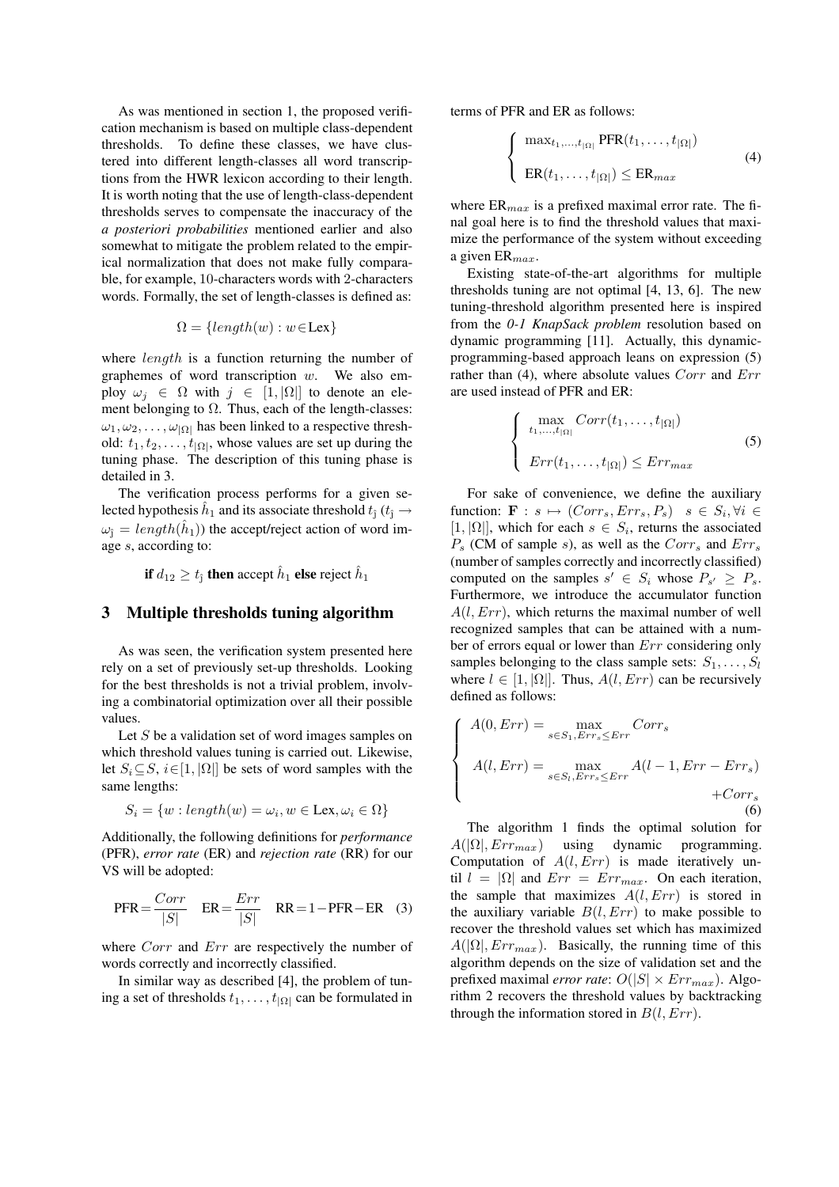As was mentioned in section 1, the proposed verification mechanism is based on multiple class-dependent thresholds. To define these classes, we have clustered into different length-classes all word transcriptions from the HWR lexicon according to their length. It is worth noting that the use of length-class-dependent thresholds serves to compensate the inaccuracy of the *a posteriori probabilities* mentioned earlier and also somewhat to mitigate the problem related to the empirical normalization that does not make fully comparable, for example, 10-characters words with 2-characters words. Formally, the set of length-classes is defined as:

$$\Omega = \{length(w) : w \in \text{Lex}\}$$

where $length$ is a function returning the number of graphemes of word transcription $w$. We also employ $\omega_j \in \Omega$ with $j \in [1, |\Omega|]$ to denote an element belonging to $\Omega$. Thus, each of the length-classes: $\omega_1, \omega_2, \ldots, \omega_{|\Omega|}$ has been linked to a respective threshold: $t_1, t_2, \ldots, t_{|\Omega|}$, whose values are set up during the tuning phase. The description of this tuning phase is detailed in 3.

The verification process performs for a given selected hypothesis $\hat{h}_1$ and its associate threshold $t_{\hat{j}}$ ($t_{\hat{j}} \rightarrow \omega_{\hat{j}} = length(\hat{h}_1)$) the accept/reject action of word image $s$, according to:

**if** $d_{12} \geq t_{\hat{j}}$ **then** accept $\hat{h}_1$ **else** reject $\hat{h}_1$

## 3 Multiple thresholds tuning algorithm

As was seen, the verification system presented here rely on a set of previously set-up thresholds. Looking for the best thresholds is not a trivial problem, involving a combinatorial optimization over all their possible values.

Let $S$ be a validation set of word images samples on which threshold values tuning is carried out. Likewise, let $S_i \subseteq S$, $i \in [1, |\Omega|]$ be sets of word samples with the same lengths:

$$S_i = \{w : length(w) = \omega_i, w \in \text{Lex}, \omega_i \in \Omega\}$$

Additionally, the following definitions for *performance* (PFR), *error rate* (ER) and *rejection rate* (RR) for our VS will be adopted:

$$\text{PFR} = \frac{Corr}{|S|} \quad \text{ER} = \frac{Err}{|S|} \quad \text{RR} = 1 - \text{PFR} - \text{ER} \quad (3)$$

where $Corr$ and $Err$ are respectively the number of words correctly and incorrectly classified.

In similar way as described [4], the problem of tuning a set of thresholds $t_1, \ldots, t_{|\Omega|}$ can be formulated in terms of PFR and ER as follows:

$$\begin{cases} \max_{t_1, \ldots, t_{|\Omega|}} \text{PFR}(t_1, \ldots, t_{|\Omega|}) \\ \text{ER}(t_1, \ldots, t_{|\Omega|}) \leq \text{ER}_{max} \end{cases} \quad (4)$$

where $\text{ER}_{max}$ is a prefixed maximal error rate. The final goal here is to find the threshold values that maximize the performance of the system without exceeding a given $\text{ER}_{max}$.

Existing state-of-the-art algorithms for multiple thresholds tuning are not optimal [4, 13, 6]. The new tuning-threshold algorithm presented here is inspired from the *0-1 KnapSack problem* resolution based on dynamic programming [11]. Actually, this dynamic-programming-based approach leans on expression (5) rather than (4), where absolute values $Corr$ and $Err$ are used instead of PFR and ER:

$$\begin{cases} \max\limits_{t_1, \ldots, t_{|\Omega|}} Corr(t_1, \ldots, t_{|\Omega|}) \\ Err(t_1, \ldots, t_{|\Omega|}) \leq Err_{max} \end{cases} \quad (5)$$

For sake of convenience, we define the auxiliary function: $\mathbf{F} : s \mapsto (Corr_s, Err_s, P_s) \quad s \in S_i, \forall i \in [1, |\Omega|]$, which for each $s \in S_i$, returns the associated $P_s$ (CM of sample $s$), as well as the $Corr_s$ and $Err_s$ (number of samples correctly and incorrectly classified) computed on the samples $s' \in S_i$ whose $P_{s'} \geq P_s$. Furthermore, we introduce the accumulator function $A(l, Err)$, which returns the maximal number of well recognized samples that can be attained with a number of errors equal or lower than $Err$ considering only samples belonging to the class sample sets: $S_1, \ldots, S_l$ where $l \in [1, |\Omega|]$. Thus, $A(l, Err)$ can be recursively defined as follows:

$$\begin{cases} A(0, Err) = \max\limits_{s \in S_1, Err_s \leq Err} Corr_s \\ A(l, Err) = \max\limits_{s \in S_l, Err_s \leq Err} A(l-1, Err - Err_s) \\ \qquad\qquad\qquad\qquad + Corr_s \end{cases} \quad (6)$$

The algorithm 1 finds the optimal solution for $A(|\Omega|, Err_{max})$ using dynamic programming. Computation of $A(l, Err)$ is made iteratively until $l = |\Omega|$ and $Err = Err_{max}$. On each iteration, the sample that maximizes $A(l, Err)$ is stored in the auxiliary variable $B(l, Err)$ to make possible to recover the threshold values set which has maximized $A(|\Omega|, Err_{max})$. Basically, the running time of this algorithm depends on the size of validation set and the prefixed maximal *error rate*: $O(|S| \times Err_{max})$. Algorithm 2 recovers the threshold values by backtracking through the information stored in $B(l, Err)$.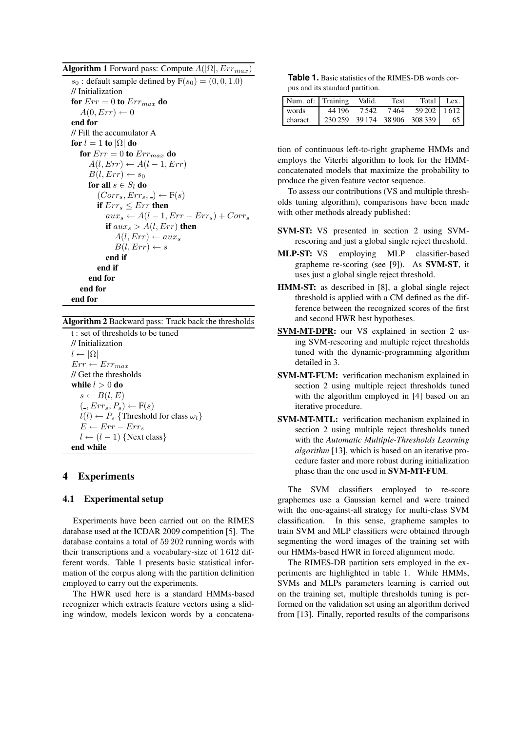**Algorithm 1** Forward pass: Compute $A(|\Omega|, Err_{max})$

```
s_0 : default sample defined by F(s_0) = (0, 0, 1.0)
// Initialization
for Err = 0 to Err_max do
    A(0, Err) ← 0
end for
// Fill the accumulator A
for l = 1 to |Ω| do
    for Err = 0 to Err_max do
        A(l, Err) ← A(l − 1, Err)
        B(l, Err) ← s_0
        for all s ∈ S_l do
            (Corr_s, Err_s, _) ← F(s)
            if Err_s ≤ Err then
                aux_s ← A(l − 1, Err − Err_s) + Corr_s
                if aux_s > A(l, Err) then
                    A(l, Err) ← aux_s
                    B(l, Err) ← s
                end if
            end if
        end for
    end for
end for
```

**Algorithm 2** Backward pass: Track back the thresholds

```
t : set of thresholds to be tuned
// Initialization
l ← |Ω|
Err ← Err_max
// Get the thresholds
while l > 0 do
    s ← B(l, E)
    (_, Err_s, P_s) ← F(s)
    t(l) ← P_s {Threshold for class ω_l}
    E ← Err − Err_s
    l ← (l − 1) {Next class}
end while
```

## 4 Experiments

### 4.1 Experimental setup

Experiments have been carried out on the RIMES database used at the ICDAR 2009 competition [5]. The database contains a total of 59 202 running words with their transcriptions and a vocabulary-size of 1 612 different words. Table 1 presents basic statistical information of the corpus along with the partition definition employed to carry out the experiments.

The HWR used here is a standard HMMs-based recognizer which extracts feature vectors using a sliding window, models lexicon words by a concatenation of continuous left-to-right grapheme HMMs and employs the Viterbi algorithm to look for the HMM-concatenated models that maximize the probability to produce the given feature vector sequence.

**Table 1.** Basic statistics of the RIMES-DB words corpus and its standard partition.

| Num. of: | Training | Valid. | Test | Total | Lex. |
|---|---|---|---|---|---|
| words | 44 196 | 7 542 | 7 464 | 59 202 | 1 612 |
| charact. | 230 259 | 39 174 | 38 906 | 308 339 | 65 |

To assess our contributions (VS and multiple thresholds tuning algorithm), comparisons have been made with other methods already published:

- **SVM-ST:** VS presented in section 2 using SVM-rescoring and just a global single reject threshold.
- **MLP-ST:** VS employing MLP classifier-based grapheme re-scoring (see [9]). As **SVM-ST**, it uses just a global single reject threshold.
- **HMM-ST:** as described in [8], a global single reject threshold is applied with a CM defined as the difference between the recognized scores of the first and second HWR best hypotheses.
- **SVM-MT-DPR:** our VS explained in section 2 using SVM-rescoring and multiple reject thresholds tuned with the dynamic-programming algorithm detailed in 3.
- **SVM-MT-FUM:** verification mechanism explained in section 2 using multiple reject thresholds tuned with the algorithm employed in [4] based on an iterative procedure.
- **SVM-MT-MTL:** verification mechanism explained in section 2 using multiple reject thresholds tuned with the *Automatic Multiple-Thresholds Learning algorithm* [13], which is based on an iterative procedure faster and more robust during initialization phase than the one used in **SVM-MT-FUM**.

The SVM classifiers employed to re-score graphemes use a Gaussian kernel and were trained with the one-against-all strategy for multi-class SVM classification. In this sense, grapheme samples to train SVM and MLP classifiers were obtained through segmenting the word images of the training set with our HMMs-based HWR in forced alignment mode.

The RIMES-DB partition sets employed in the experiments are highlighted in table 1. While HMMs, SVMs and MLPs parameters learning is carried out on the training set, multiple thresholds tuning is performed on the validation set using an algorithm derived from [13]. Finally, reported results of the comparisons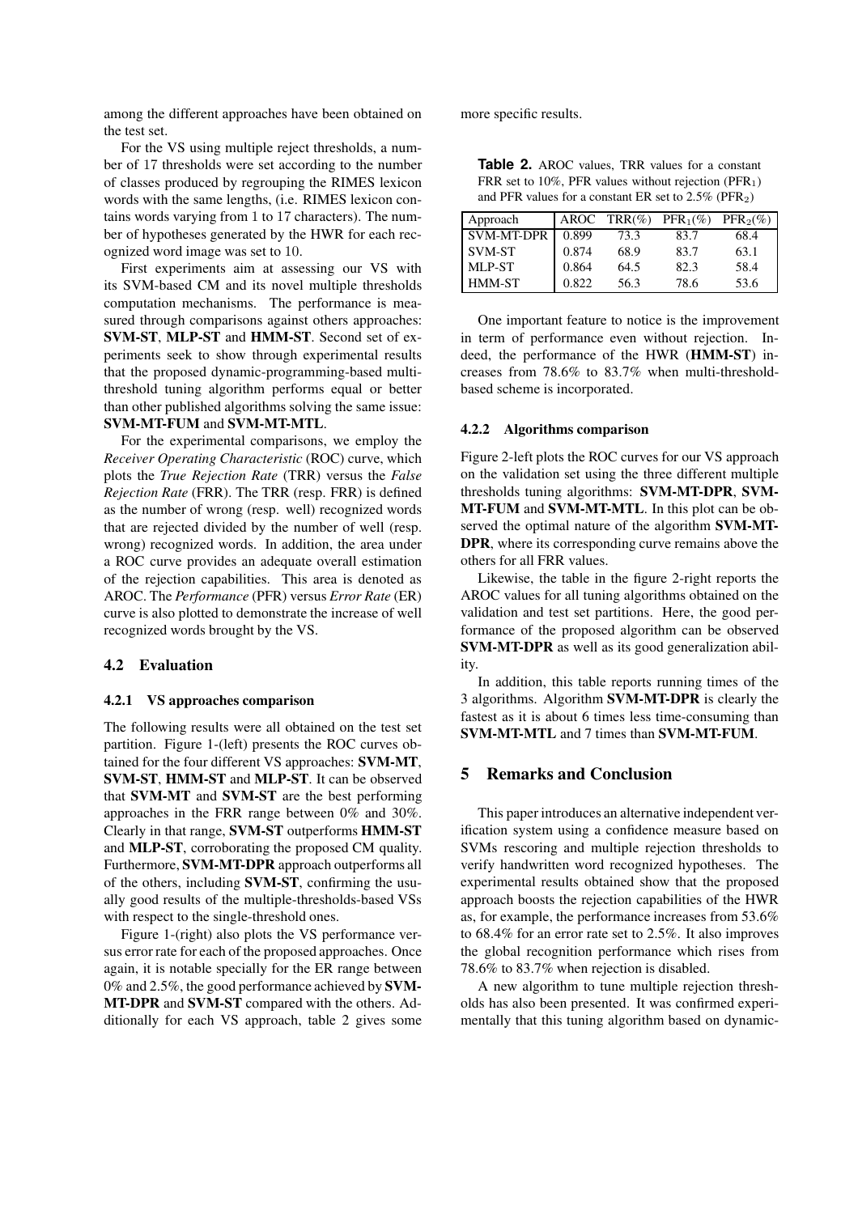among the different approaches have been obtained on the test set.

For the VS using multiple reject thresholds, a number of 17 thresholds were set according to the number of classes produced by regrouping the RIMES lexicon words with the same lengths, (i.e. RIMES lexicon contains words varying from 1 to 17 characters). The number of hypotheses generated by the HWR for each recognized word image was set to 10.

First experiments aim at assessing our VS with its SVM-based CM and its novel multiple thresholds computation mechanisms. The performance is measured through comparisons against others approaches: **SVM-ST**, **MLP-ST** and **HMM-ST**. Second set of experiments seek to show through experimental results that the proposed dynamic-programming-based multi-threshold tuning algorithm performs equal or better than other published algorithms solving the same issue: **SVM-MT-FUM** and **SVM-MT-MTL**.

For the experimental comparisons, we employ the *Receiver Operating Characteristic* (ROC) curve, which plots the *True Rejection Rate* (TRR) versus the *False Rejection Rate* (FRR). The TRR (resp. FRR) is defined as the number of wrong (resp. well) recognized words that are rejected divided by the number of well (resp. wrong) recognized words. In addition, the area under a ROC curve provides an adequate overall estimation of the rejection capabilities. This area is denoted as AROC. The *Performance* (PFR) versus *Error Rate* (ER) curve is also plotted to demonstrate the increase of well recognized words brought by the VS.

## 4.2 Evaluation

### 4.2.1 VS approaches comparison

The following results were all obtained on the test set partition. Figure 1-(left) presents the ROC curves obtained for the four different VS approaches: **SVM-MT**, **SVM-ST**, **HMM-ST** and **MLP-ST**. It can be observed that **SVM-MT** and **SVM-ST** are the best performing approaches in the FRR range between 0% and 30%. Clearly in that range, **SVM-ST** outperforms **HMM-ST** and **MLP-ST**, corroborating the proposed CM quality. Furthermore, **SVM-MT-DPR** approach outperforms all of the others, including **SVM-ST**, confirming the usually good results of the multiple-thresholds-based VSs with respect to the single-threshold ones.

Figure 1-(right) also plots the VS performance versus error rate for each of the proposed approaches. Once again, it is notable specially for the ER range between 0% and 2.5%, the good performance achieved by **SVM-MT-DPR** and **SVM-ST** compared with the others. Additionally for each VS approach, table 2 gives some more specific results.

**Table 2.** AROC values, TRR values for a constant FRR set to 10%, PFR values without rejection ($PFR_1$) and PFR values for a constant ER set to 2.5% ($PFR_2$)

| Approach | AROC | TRR(%) | $PFR_1$(%) | $PFR_2$(%) |
|---|---|---|---|---|
| SVM-MT-DPR | 0.899 | 73.3 | 83.7 | 68.4 |
| SVM-ST | 0.874 | 68.9 | 83.7 | 63.1 |
| MLP-ST | 0.864 | 64.5 | 82.3 | 58.4 |
| HMM-ST | 0.822 | 56.3 | 78.6 | 53.6 |

One important feature to notice is the improvement in term of performance even without rejection. Indeed, the performance of the HWR (**HMM-ST**) increases from 78.6% to 83.7% when multi-threshold-based scheme is incorporated.

### 4.2.2 Algorithms comparison

Figure 2-left plots the ROC curves for our VS approach on the validation set using the three different multiple thresholds tuning algorithms: **SVM-MT-DPR**, **SVM-MT-FUM** and **SVM-MT-MTL**. In this plot can be observed the optimal nature of the algorithm **SVM-MT-DPR**, where its corresponding curve remains above the others for all FRR values.

Likewise, the table in the figure 2-right reports the AROC values for all tuning algorithms obtained on the validation and test set partitions. Here, the good performance of the proposed algorithm can be observed **SVM-MT-DPR** as well as its good generalization ability.

In addition, this table reports running times of the 3 algorithms. Algorithm **SVM-MT-DPR** is clearly the fastest as it is about 6 times less time-consuming than **SVM-MT-MTL** and 7 times than **SVM-MT-FUM**.

# 5 Remarks and Conclusion

This paper introduces an alternative independent verification system using a confidence measure based on SVMs rescoring and multiple rejection thresholds to verify handwritten word recognized hypotheses. The experimental results obtained show that the proposed approach boosts the rejection capabilities of the HWR as, for example, the performance increases from 53.6% to 68.4% for an error rate set to 2.5%. It also improves the global recognition performance which rises from 78.6% to 83.7% when rejection is disabled.

A new algorithm to tune multiple rejection thresholds has also been presented. It was confirmed experimentally that this tuning algorithm based on dynamic-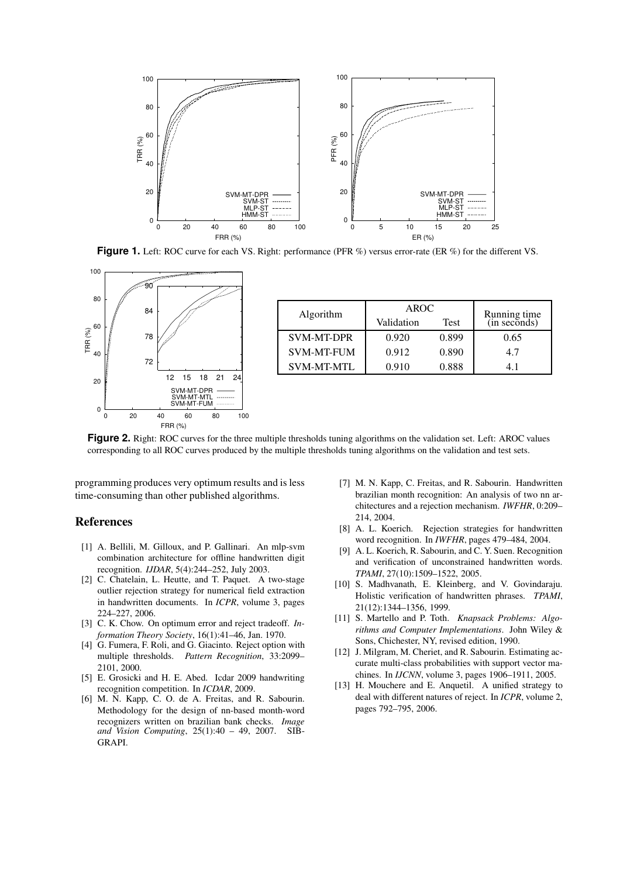100
80
60
40
20
0
TRR (%)
0 20 40 60 80 100
FRR (%)
SVM-MT-DPR
SVM-ST
MLP-ST
HMM-ST

100
80
60
40
20
0
PFR (%)
0 5 10 15 20 25
ER (%)
SVM-MT-DPR
SVM-ST
MLP-ST
HMM-ST

**Figure 1.** Left: ROC curve for each VS. Right: performance (PFR %) versus error-rate (ER %) for the different VS.

100
80
60
40
20
0
TRR (%)
0 20 40 60 80 100
FRR (%)
90
84
78
72
12 15 18 21 24
SVM-MT-DPR
SVM-MT-MTL
SVM-MT-FUM

| Algorithm | AROC | | Running time (in seconds) |
|---|---|---|---|
| | Validation | Test | |
| SVM-MT-DPR | 0.920 | 0.899 | 0.65 |
| SVM-MT-FUM | 0.912 | 0.890 | 4.7 |
| SVM-MT-MTL | 0.910 | 0.888 | 4.1 |

**Figure 2.** Right: ROC curves for the three multiple thresholds tuning algorithms on the validation set. Left: AROC values corresponding to all ROC curves produced by the multiple thresholds tuning algorithms on the validation and test sets.

programming produces very optimum results and is less time-consuming than other published algorithms.

## References

[1] A. Bellili, M. Gilloux, and P. Gallinari. An mlp-svm combination architecture for offline handwritten digit recognition. *IJDAR*, 5(4):244–252, July 2003.

[2] C. Chatelain, L. Heutte, and T. Paquet. A two-stage outlier rejection strategy for numerical field extraction in handwritten documents. In *ICPR*, volume 3, pages 224–227, 2006.

[3] C. K. Chow. On optimum error and reject tradeoff. *Information Theory Society*, 16(1):41–46, Jan. 1970.

[4] G. Fumera, F. Roli, and G. Giacinto. Reject option with multiple thresholds. *Pattern Recognition*, 33:2099–2101, 2000.

[5] E. Grosicki and H. E. Abed. Icdar 2009 handwriting recognition competition. In *ICDAR*, 2009.

[6] M. N. Kapp, C. O. de A. Freitas, and R. Sabourin. Methodology for the design of nn-based month-word recognizers written on brazilian bank checks. *Image and Vision Computing*, 25(1):40 – 49, 2007. SIBGRAPI.

[7] M. N. Kapp, C. Freitas, and R. Sabourin. Handwritten brazilian month recognition: An analysis of two nn architectures and a rejection mechanism. *IWFHR*, 0:209–214, 2004.

[8] A. L. Koerich. Rejection strategies for handwritten word recognition. In *IWFHR*, pages 479–484, 2004.

[9] A. L. Koerich, R. Sabourin, and C. Y. Suen. Recognition and verification of unconstrained handwritten words. *TPAMI*, 27(10):1509–1522, 2005.

[10] S. Madhvanath, E. Kleinberg, and V. Govindaraju. Holistic verification of handwritten phrases. *TPAMI*, 21(12):1344–1356, 1999.

[11] S. Martello and P. Toth. *Knapsack Problems: Algorithms and Computer Implementations*. John Wiley & Sons, Chichester, NY, revised edition, 1990.

[12] J. Milgram, M. Cheriet, and R. Sabourin. Estimating accurate multi-class probabilities with support vector machines. In *IJCNN*, volume 3, pages 1906–1911, 2005.

[13] H. Mouchere and E. Anquetil. A unified strategy to deal with different natures of reject. In *ICPR*, volume 2, pages 792–795, 2006.